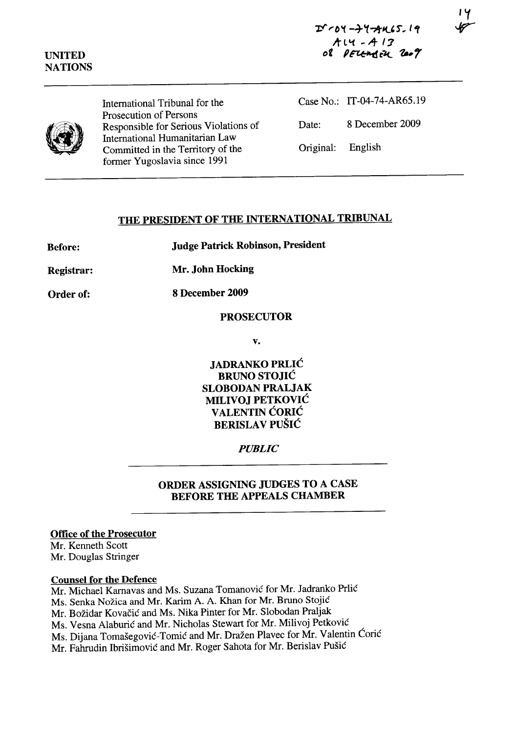IT-04-74-AR65.19
A14 - A13
08 DECEMBER 2009

14

UNITED NATIONS

International Tribunal for the Prosecution of Persons Responsible for Serious Violations of International Humanitarian Law Committed in the Territory of the former Yugoslavia since 1991

Case No.: IT-04-74-AR65.19

Date: 8 December 2009

Original: English

## THE PRESIDENT OF THE INTERNATIONAL TRIBUNAL

**Before:** **Judge Patrick Robinson, President**

**Registrar:** **Mr. John Hocking**

**Order of:** **8 December 2009**

**PROSECUTOR**

**v.**

**JADRANKO PRLIĆ**
**BRUNO STOJIĆ**
**SLOBODAN PRALJAK**
**MILIVOJ PETKOVIĆ**
**VALENTIN ĆORIĆ**
**BERISLAV PUŠIĆ**

***PUBLIC***

## ORDER ASSIGNING JUDGES TO A CASE BEFORE THE APPEALS CHAMBER

**Office of the Prosecutor**
Mr. Kenneth Scott
Mr. Douglas Stringer

**Counsel for the Defence**
Mr. Michael Karnavas and Ms. Suzana Tomanović for Mr. Jadranko Prlić
Ms. Senka Nožica and Mr. Karim A. A. Khan for Mr. Bruno Stojić
Mr. Božidar Kovačić and Ms. Nika Pinter for Mr. Slobodan Praljak
Ms. Vesna Alaburić and Mr. Nicholas Stewart for Mr. Milivoj Petković
Ms. Dijana Tomašegović-Tomić and Mr. Dražen Plavec for Mr. Valentin Ćorić
Mr. Fahrudin Ibrišimović and Mr. Roger Sahota for Mr. Berislav Pušić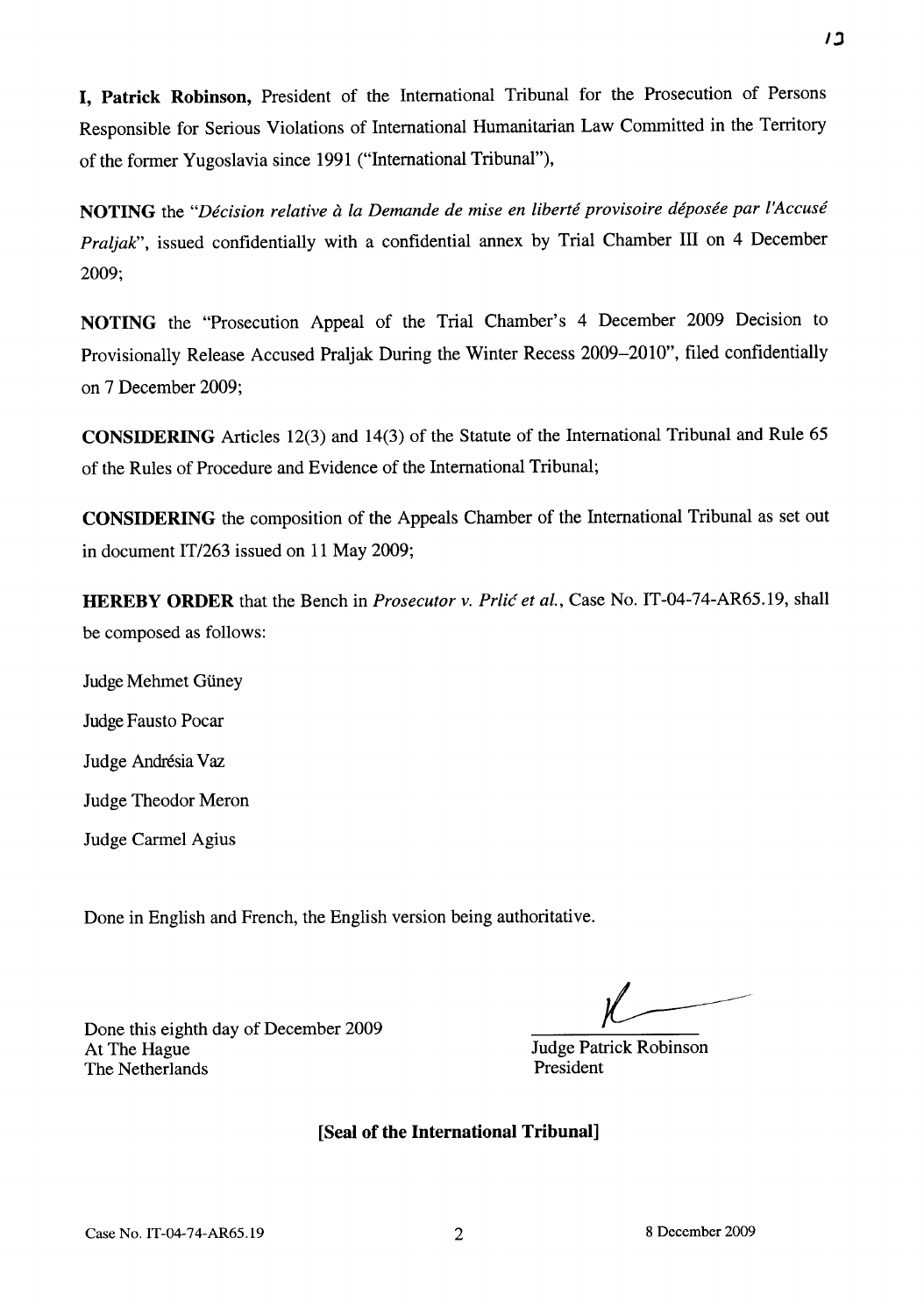**I, Patrick Robinson,** President of the International Tribunal for the Prosecution of Persons Responsible for Serious Violations of International Humanitarian Law Committed in the Territory of the former Yugoslavia since 1991 ("International Tribunal"),

**NOTING** the "*Décision relative à la Demande de mise en liberté provisoire déposée par l'Accusé Praljak*", issued confidentially with a confidential annex by Trial Chamber III on 4 December 2009;

**NOTING** the "Prosecution Appeal of the Trial Chamber's 4 December 2009 Decision to Provisionally Release Accused Praljak During the Winter Recess 2009–2010", filed confidentially on 7 December 2009;

**CONSIDERING** Articles 12(3) and 14(3) of the Statute of the International Tribunal and Rule 65 of the Rules of Procedure and Evidence of the International Tribunal;

**CONSIDERING** the composition of the Appeals Chamber of the International Tribunal as set out in document IT/263 issued on 11 May 2009;

**HEREBY ORDER** that the Bench in *Prosecutor v. Prlić et al.*, Case No. IT-04-74-AR65.19, shall be composed as follows:

Judge Mehmet Güney

Judge Fausto Pocar

Judge Andrésia Vaz

Judge Theodor Meron

Judge Carmel Agius

Done in English and French, the English version being authoritative.

Done this eighth day of December 2009
At The Hague
The Netherlands

Judge Patrick Robinson
President

**[Seal of the International Tribunal]**